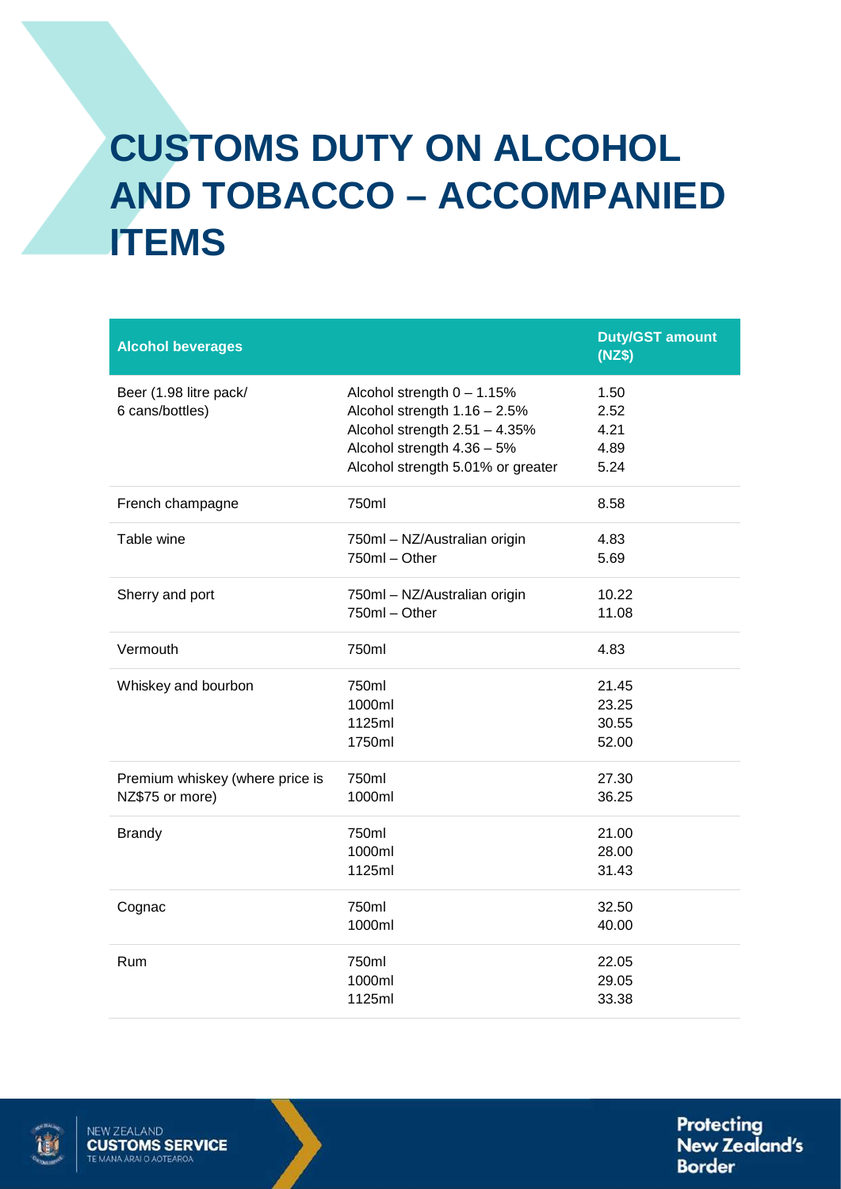# CUSTOMS DUTY ON ALCOHOL AND TOBACCO – ACCOMPANIED ITEMS

| Alcohol beverages | | Duty/GST amount (NZ$) |
|---|---|---|
| Beer (1.98 litre pack/ 6 cans/bottles) | Alcohol strength 0 – 1.15%<br>Alcohol strength 1.16 – 2.5%<br>Alcohol strength 2.51 – 4.35%<br>Alcohol strength 4.36 – 5%<br>Alcohol strength 5.01% or greater | 1.50<br>2.52<br>4.21<br>4.89<br>5.24 |
| French champagne | 750ml | 8.58 |
| Table wine | 750ml – NZ/Australian origin<br>750ml – Other | 4.83<br>5.69 |
| Sherry and port | 750ml – NZ/Australian origin<br>750ml – Other | 10.22<br>11.08 |
| Vermouth | 750ml | 4.83 |
| Whiskey and bourbon | 750ml<br>1000ml<br>1125ml<br>1750ml | 21.45<br>23.25<br>30.55<br>52.00 |
| Premium whiskey (where price is NZ$75 or more) | 750ml<br>1000ml | 27.30<br>36.25 |
| Brandy | 750ml<br>1000ml<br>1125ml | 21.00<br>28.00<br>31.43 |
| Cognac | 750ml<br>1000ml | 32.50<br>40.00 |
| Rum | 750ml<br>1000ml<br>1125ml | 22.05<br>29.05<br>33.38 |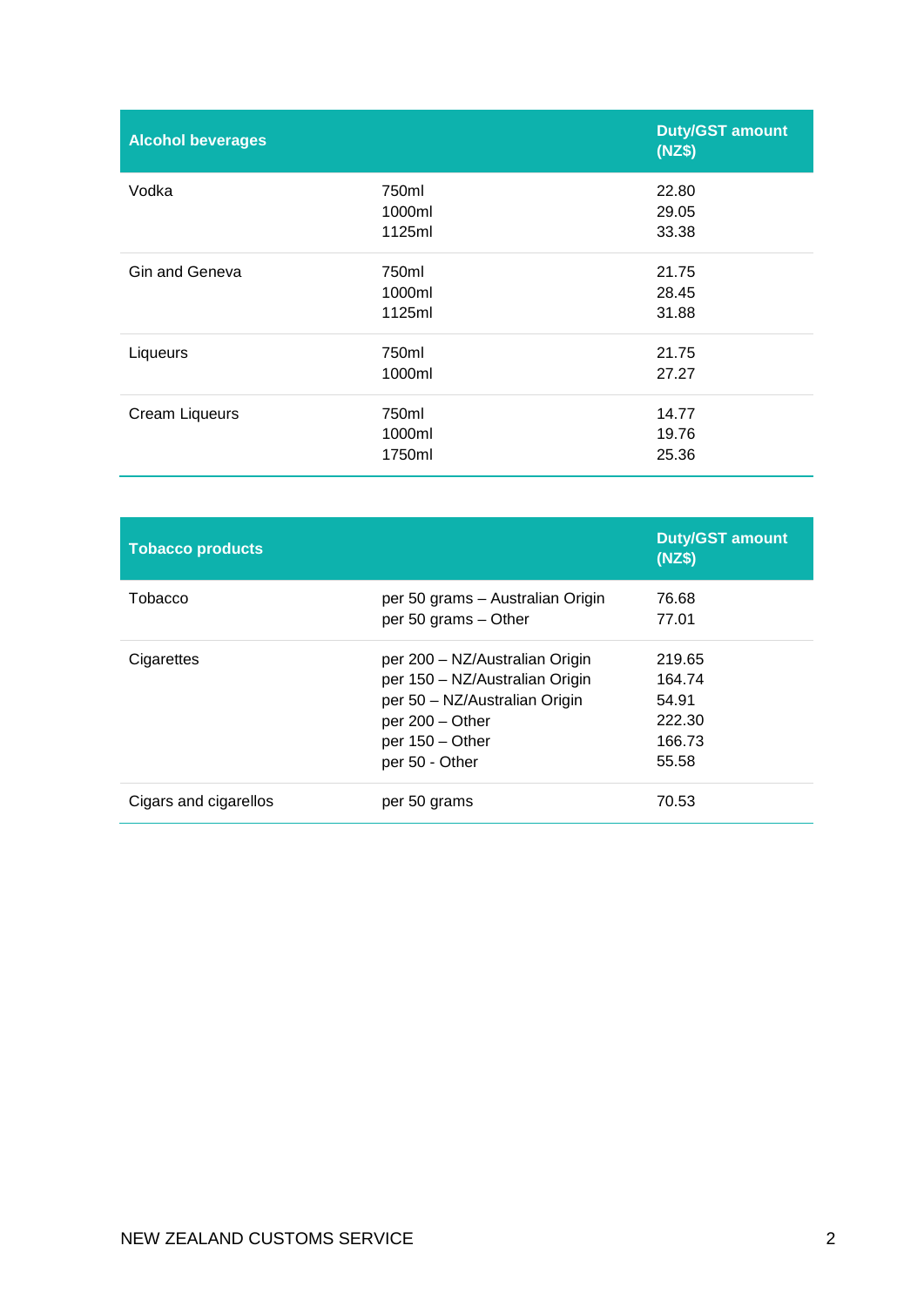| Alcohol beverages | | Duty/GST amount (NZ$) |
|---|---|---|
| Vodka | 750ml<br>1000ml<br>1125ml | 22.80<br>29.05<br>33.38 |
| Gin and Geneva | 750ml<br>1000ml<br>1125ml | 21.75<br>28.45<br>31.88 |
| Liqueurs | 750ml<br>1000ml | 21.75<br>27.27 |
| Cream Liqueurs | 750ml<br>1000ml<br>1750ml | 14.77<br>19.76<br>25.36 |

| Tobacco products | | Duty/GST amount (NZ$) |
|---|---|---|
| Tobacco | per 50 grams – Australian Origin<br>per 50 grams – Other | 76.68<br>77.01 |
| Cigarettes | per 200 – NZ/Australian Origin<br>per 150 – NZ/Australian Origin<br>per 50 – NZ/Australian Origin<br>per 200 – Other<br>per 150 – Other<br>per 50 - Other | 219.65<br>164.74<br>54.91<br>222.30<br>166.73<br>55.58 |
| Cigars and cigarellos | per 50 grams | 70.53 |